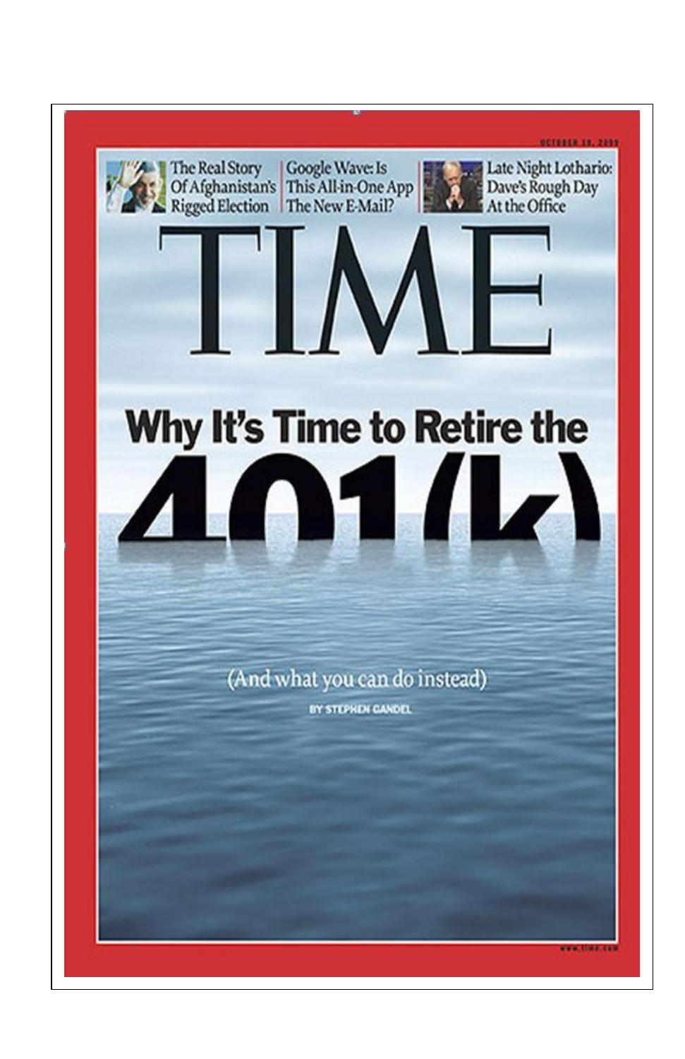OCTOBER 19, 2009

The Real Story Of Afghanistan's Rigged Election

Google Wave: Is This All-in-One App The New E-Mail?

Late Night Lothario: Dave's Rough Day At the Office

# TIME

## Why It's Time to Retire the 401(k)

(And what you can do instead)

BY STEPHEN GANDEL

www.time.com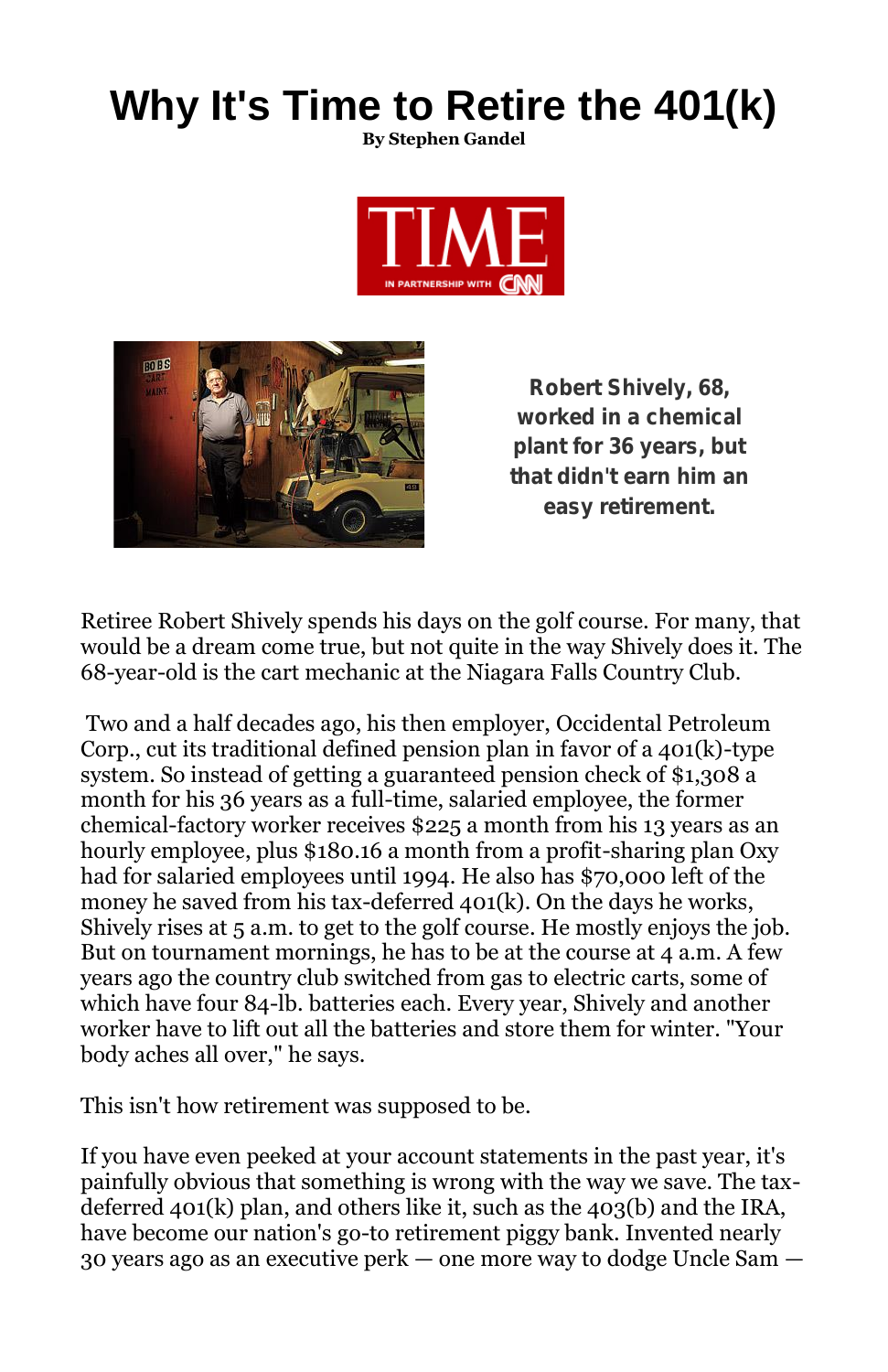# Why It's Time to Retire the 401(k)

**By Stephen Gandel**

**Robert Shively, 68, worked in a chemical plant for 36 years, but that didn't earn him an easy retirement.**

Retiree Robert Shively spends his days on the golf course. For many, that would be a dream come true, but not quite in the way Shively does it. The 68-year-old is the cart mechanic at the Niagara Falls Country Club.

Two and a half decades ago, his then employer, Occidental Petroleum Corp., cut its traditional defined pension plan in favor of a 401(k)-type system. So instead of getting a guaranteed pension check of $1,308 a month for his 36 years as a full-time, salaried employee, the former chemical-factory worker receives $225 a month from his 13 years as an hourly employee, plus $180.16 a month from a profit-sharing plan Oxy had for salaried employees until 1994. He also has $70,000 left of the money he saved from his tax-deferred 401(k). On the days he works, Shively rises at 5 a.m. to get to the golf course. He mostly enjoys the job. But on tournament mornings, he has to be at the course at 4 a.m. A few years ago the country club switched from gas to electric carts, some of which have four 84-lb. batteries each. Every year, Shively and another worker have to lift out all the batteries and store them for winter. "Your body aches all over," he says.

This isn't how retirement was supposed to be.

If you have even peeked at your account statements in the past year, it's painfully obvious that something is wrong with the way we save. The tax-deferred 401(k) plan, and others like it, such as the 403(b) and the IRA, have become our nation's go-to retirement piggy bank. Invented nearly 30 years ago as an executive perk — one more way to dodge Uncle Sam —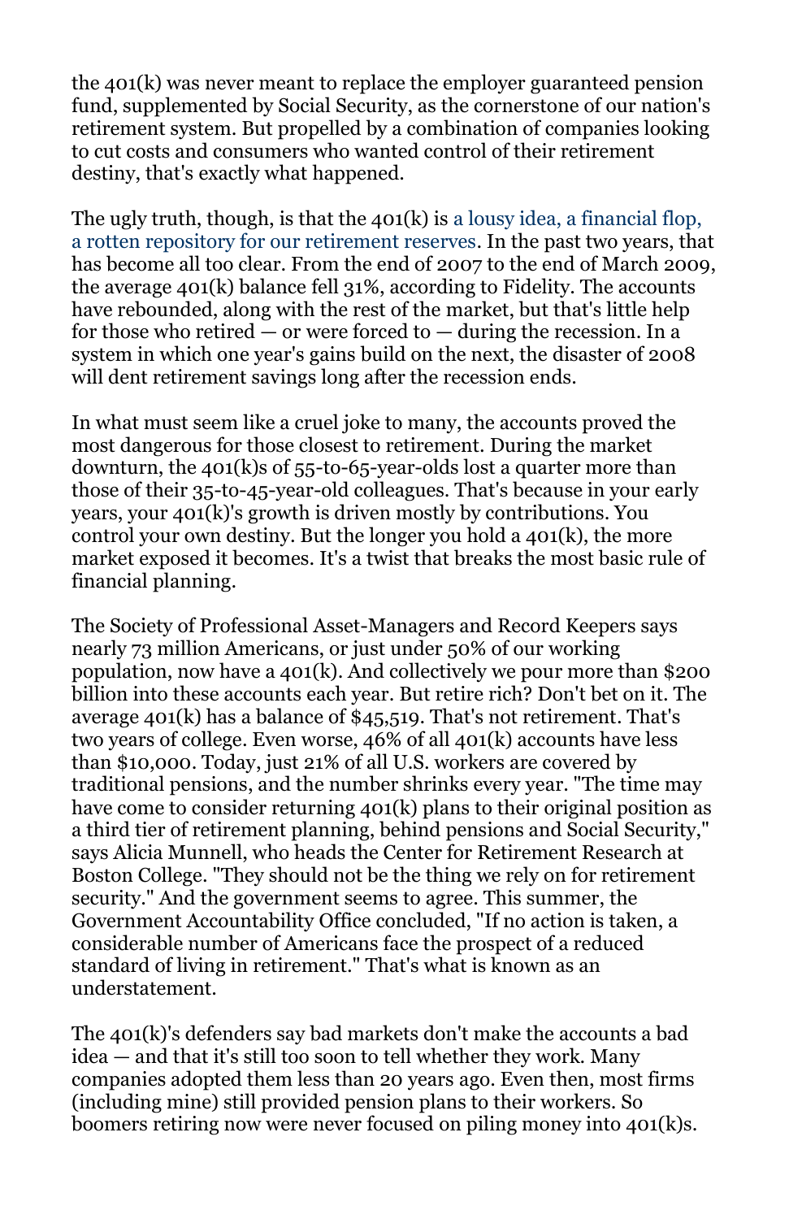the 401(k) was never meant to replace the employer guaranteed pension fund, supplemented by Social Security, as the cornerstone of our nation's retirement system. But propelled by a combination of companies looking to cut costs and consumers who wanted control of their retirement destiny, that's exactly what happened.

The ugly truth, though, is that the 401(k) is a lousy idea, a financial flop, a rotten repository for our retirement reserves. In the past two years, that has become all too clear. From the end of 2007 to the end of March 2009, the average 401(k) balance fell 31%, according to Fidelity. The accounts have rebounded, along with the rest of the market, but that's little help for those who retired — or were forced to — during the recession. In a system in which one year's gains build on the next, the disaster of 2008 will dent retirement savings long after the recession ends.

In what must seem like a cruel joke to many, the accounts proved the most dangerous for those closest to retirement. During the market downturn, the 401(k)s of 55-to-65-year-olds lost a quarter more than those of their 35-to-45-year-old colleagues. That's because in your early years, your 401(k)'s growth is driven mostly by contributions. You control your own destiny. But the longer you hold a 401(k), the more market exposed it becomes. It's a twist that breaks the most basic rule of financial planning.

The Society of Professional Asset-Managers and Record Keepers says nearly 73 million Americans, or just under 50% of our working population, now have a 401(k). And collectively we pour more than $200 billion into these accounts each year. But retire rich? Don't bet on it. The average 401(k) has a balance of $45,519. That's not retirement. That's two years of college. Even worse, 46% of all 401(k) accounts have less than $10,000. Today, just 21% of all U.S. workers are covered by traditional pensions, and the number shrinks every year. "The time may have come to consider returning 401(k) plans to their original position as a third tier of retirement planning, behind pensions and Social Security," says Alicia Munnell, who heads the Center for Retirement Research at Boston College. "They should not be the thing we rely on for retirement security." And the government seems to agree. This summer, the Government Accountability Office concluded, "If no action is taken, a considerable number of Americans face the prospect of a reduced standard of living in retirement." That's what is known as an understatement.

The 401(k)'s defenders say bad markets don't make the accounts a bad idea — and that it's still too soon to tell whether they work. Many companies adopted them less than 20 years ago. Even then, most firms (including mine) still provided pension plans to their workers. So boomers retiring now were never focused on piling money into 401(k)s.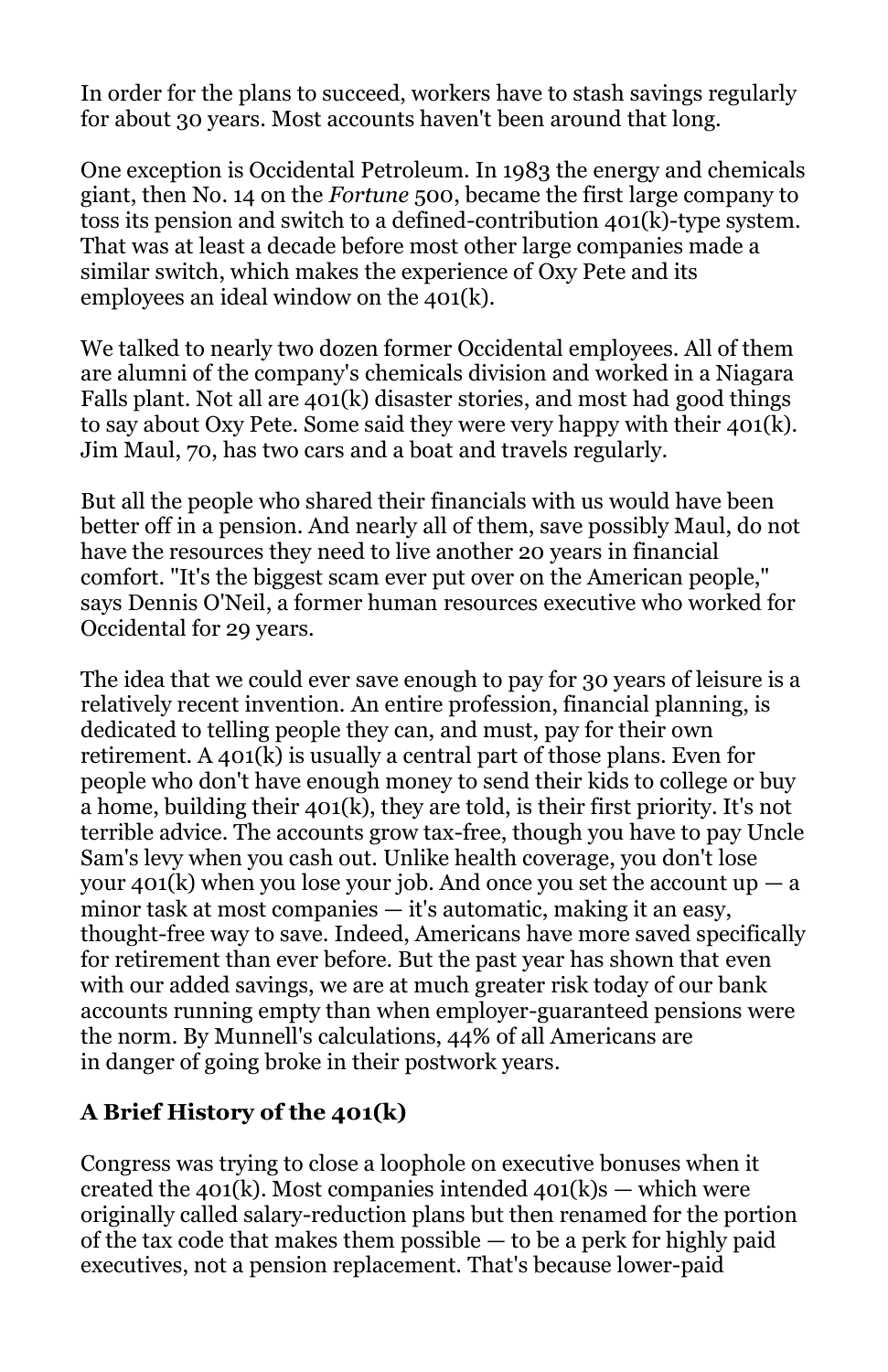In order for the plans to succeed, workers have to stash savings regularly for about 30 years. Most accounts haven't been around that long.

One exception is Occidental Petroleum. In 1983 the energy and chemicals giant, then No. 14 on the *Fortune* 500, became the first large company to toss its pension and switch to a defined-contribution 401(k)-type system. That was at least a decade before most other large companies made a similar switch, which makes the experience of Oxy Pete and its employees an ideal window on the 401(k).

We talked to nearly two dozen former Occidental employees. All of them are alumni of the company's chemicals division and worked in a Niagara Falls plant. Not all are 401(k) disaster stories, and most had good things to say about Oxy Pete. Some said they were very happy with their 401(k). Jim Maul, 70, has two cars and a boat and travels regularly.

But all the people who shared their financials with us would have been better off in a pension. And nearly all of them, save possibly Maul, do not have the resources they need to live another 20 years in financial comfort. "It's the biggest scam ever put over on the American people," says Dennis O'Neil, a former human resources executive who worked for Occidental for 29 years.

The idea that we could ever save enough to pay for 30 years of leisure is a relatively recent invention. An entire profession, financial planning, is dedicated to telling people they can, and must, pay for their own retirement. A 401(k) is usually a central part of those plans. Even for people who don't have enough money to send their kids to college or buy a home, building their 401(k), they are told, is their first priority. It's not terrible advice. The accounts grow tax-free, though you have to pay Uncle Sam's levy when you cash out. Unlike health coverage, you don't lose your 401(k) when you lose your job. And once you set the account up — a minor task at most companies — it's automatic, making it an easy, thought-free way to save. Indeed, Americans have more saved specifically for retirement than ever before. But the past year has shown that even with our added savings, we are at much greater risk today of our bank accounts running empty than when employer-guaranteed pensions were the norm. By Munnell's calculations, 44% of all Americans are in danger of going broke in their postwork years.

## A Brief History of the 401(k)

Congress was trying to close a loophole on executive bonuses when it created the 401(k). Most companies intended 401(k)s — which were originally called salary-reduction plans but then renamed for the portion of the tax code that makes them possible — to be a perk for highly paid executives, not a pension replacement. That's because lower-paid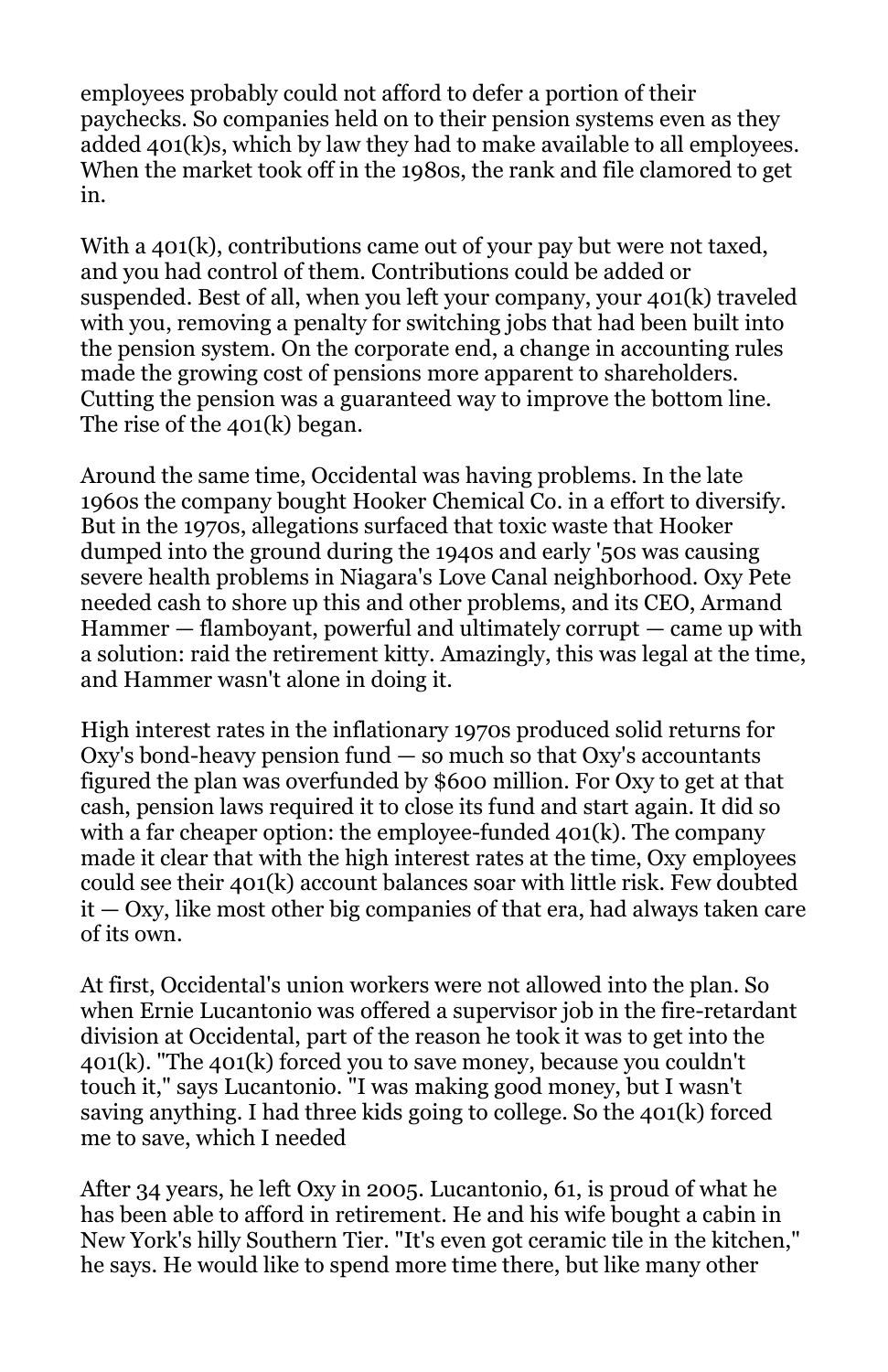employees probably could not afford to defer a portion of their paychecks. So companies held on to their pension systems even as they added 401(k)s, which by law they had to make available to all employees. When the market took off in the 1980s, the rank and file clamored to get in.

With a 401(k), contributions came out of your pay but were not taxed, and you had control of them. Contributions could be added or suspended. Best of all, when you left your company, your 401(k) traveled with you, removing a penalty for switching jobs that had been built into the pension system. On the corporate end, a change in accounting rules made the growing cost of pensions more apparent to shareholders. Cutting the pension was a guaranteed way to improve the bottom line. The rise of the 401(k) began.

Around the same time, Occidental was having problems. In the late 1960s the company bought Hooker Chemical Co. in a effort to diversify. But in the 1970s, allegations surfaced that toxic waste that Hooker dumped into the ground during the 1940s and early '50s was causing severe health problems in Niagara's Love Canal neighborhood. Oxy Pete needed cash to shore up this and other problems, and its CEO, Armand Hammer — flamboyant, powerful and ultimately corrupt — came up with a solution: raid the retirement kitty. Amazingly, this was legal at the time, and Hammer wasn't alone in doing it.

High interest rates in the inflationary 1970s produced solid returns for Oxy's bond-heavy pension fund — so much so that Oxy's accountants figured the plan was overfunded by $600 million. For Oxy to get at that cash, pension laws required it to close its fund and start again. It did so with a far cheaper option: the employee-funded 401(k). The company made it clear that with the high interest rates at the time, Oxy employees could see their 401(k) account balances soar with little risk. Few doubted it — Oxy, like most other big companies of that era, had always taken care of its own.

At first, Occidental's union workers were not allowed into the plan. So when Ernie Lucantonio was offered a supervisor job in the fire-retardant division at Occidental, part of the reason he took it was to get into the 401(k). "The 401(k) forced you to save money, because you couldn't touch it," says Lucantonio. "I was making good money, but I wasn't saving anything. I had three kids going to college. So the 401(k) forced me to save, which I needed

After 34 years, he left Oxy in 2005. Lucantonio, 61, is proud of what he has been able to afford in retirement. He and his wife bought a cabin in New York's hilly Southern Tier. "It's even got ceramic tile in the kitchen," he says. He would like to spend more time there, but like many other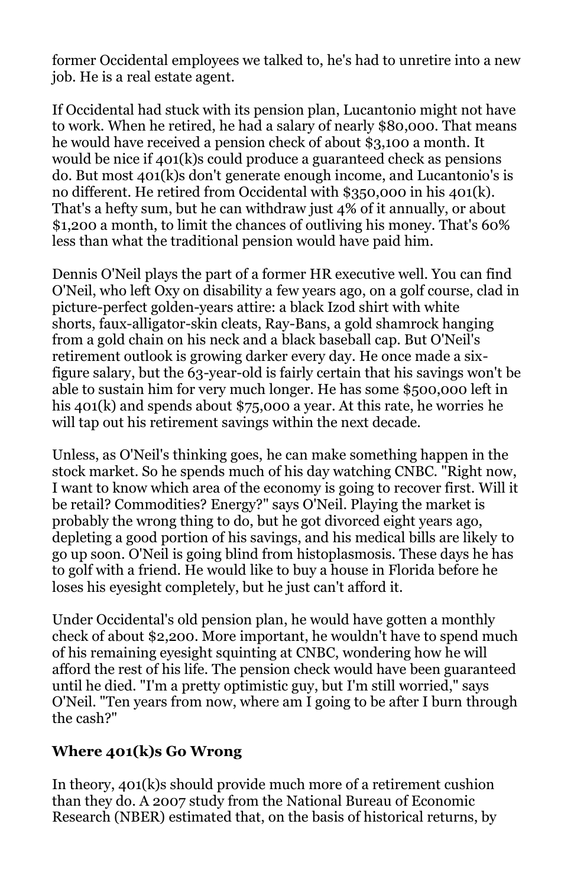former Occidental employees we talked to, he's had to unretire into a new job. He is a real estate agent.

If Occidental had stuck with its pension plan, Lucantonio might not have to work. When he retired, he had a salary of nearly $80,000. That means he would have received a pension check of about $3,100 a month. It would be nice if 401(k)s could produce a guaranteed check as pensions do. But most 401(k)s don't generate enough income, and Lucantonio's is no different. He retired from Occidental with $350,000 in his 401(k). That's a hefty sum, but he can withdraw just 4% of it annually, or about $1,200 a month, to limit the chances of outliving his money. That's 60% less than what the traditional pension would have paid him.

Dennis O'Neil plays the part of a former HR executive well. You can find O'Neil, who left Oxy on disability a few years ago, on a golf course, clad in picture-perfect golden-years attire: a black Izod shirt with white shorts, faux-alligator-skin cleats, Ray-Bans, a gold shamrock hanging from a gold chain on his neck and a black baseball cap. But O'Neil's retirement outlook is growing darker every day. He once made a six-figure salary, but the 63-year-old is fairly certain that his savings won't be able to sustain him for very much longer. He has some $500,000 left in his 401(k) and spends about $75,000 a year. At this rate, he worries he will tap out his retirement savings within the next decade.

Unless, as O'Neil's thinking goes, he can make something happen in the stock market. So he spends much of his day watching CNBC. "Right now, I want to know which area of the economy is going to recover first. Will it be retail? Commodities? Energy?" says O'Neil. Playing the market is probably the wrong thing to do, but he got divorced eight years ago, depleting a good portion of his savings, and his medical bills are likely to go up soon. O'Neil is going blind from histoplasmosis. These days he has to golf with a friend. He would like to buy a house in Florida before he loses his eyesight completely, but he just can't afford it.

Under Occidental's old pension plan, he would have gotten a monthly check of about $2,200. More important, he wouldn't have to spend much of his remaining eyesight squinting at CNBC, wondering how he will afford the rest of his life. The pension check would have been guaranteed until he died. "I'm a pretty optimistic guy, but I'm still worried," says O'Neil. "Ten years from now, where am I going to be after I burn through the cash?"

### Where 401(k)s Go Wrong

In theory, 401(k)s should provide much more of a retirement cushion than they do. A 2007 study from the National Bureau of Economic Research (NBER) estimated that, on the basis of historical returns, by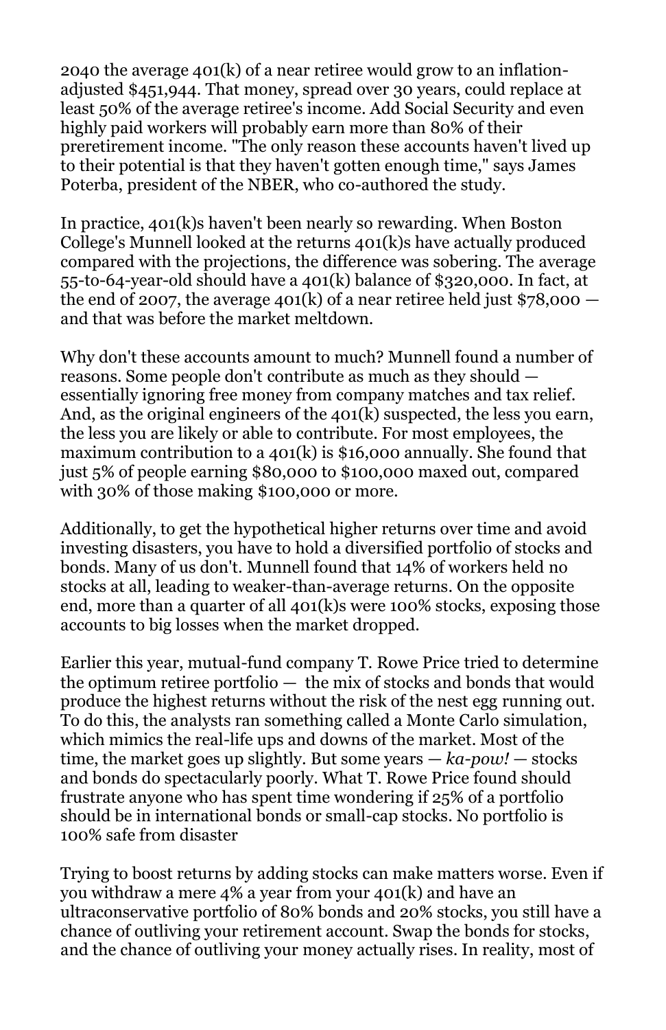2040 the average 401(k) of a near retiree would grow to an inflation-adjusted $451,944. That money, spread over 30 years, could replace at least 50% of the average retiree's income. Add Social Security and even highly paid workers will probably earn more than 80% of their preretirement income. "The only reason these accounts haven't lived up to their potential is that they haven't gotten enough time," says James Poterba, president of the NBER, who co-authored the study.

In practice, 401(k)s haven't been nearly so rewarding. When Boston College's Munnell looked at the returns 401(k)s have actually produced compared with the projections, the difference was sobering. The average 55-to-64-year-old should have a 401(k) balance of $320,000. In fact, at the end of 2007, the average 401(k) of a near retiree held just $78,000 — and that was before the market meltdown.

Why don't these accounts amount to much? Munnell found a number of reasons. Some people don't contribute as much as they should — essentially ignoring free money from company matches and tax relief. And, as the original engineers of the 401(k) suspected, the less you earn, the less you are likely or able to contribute. For most employees, the maximum contribution to a 401(k) is $16,000 annually. She found that just 5% of people earning $80,000 to $100,000 maxed out, compared with 30% of those making $100,000 or more.

Additionally, to get the hypothetical higher returns over time and avoid investing disasters, you have to hold a diversified portfolio of stocks and bonds. Many of us don't. Munnell found that 14% of workers held no stocks at all, leading to weaker-than-average returns. On the opposite end, more than a quarter of all 401(k)s were 100% stocks, exposing those accounts to big losses when the market dropped.

Earlier this year, mutual-fund company T. Rowe Price tried to determine the optimum retiree portfolio — the mix of stocks and bonds that would produce the highest returns without the risk of the nest egg running out. To do this, the analysts ran something called a Monte Carlo simulation, which mimics the real-life ups and downs of the market. Most of the time, the market goes up slightly. But some years — *ka-pow!* — stocks and bonds do spectacularly poorly. What T. Rowe Price found should frustrate anyone who has spent time wondering if 25% of a portfolio should be in international bonds or small-cap stocks. No portfolio is 100% safe from disaster

Trying to boost returns by adding stocks can make matters worse. Even if you withdraw a mere 4% a year from your 401(k) and have an ultraconservative portfolio of 80% bonds and 20% stocks, you still have a chance of outliving your retirement account. Swap the bonds for stocks, and the chance of outliving your money actually rises. In reality, most of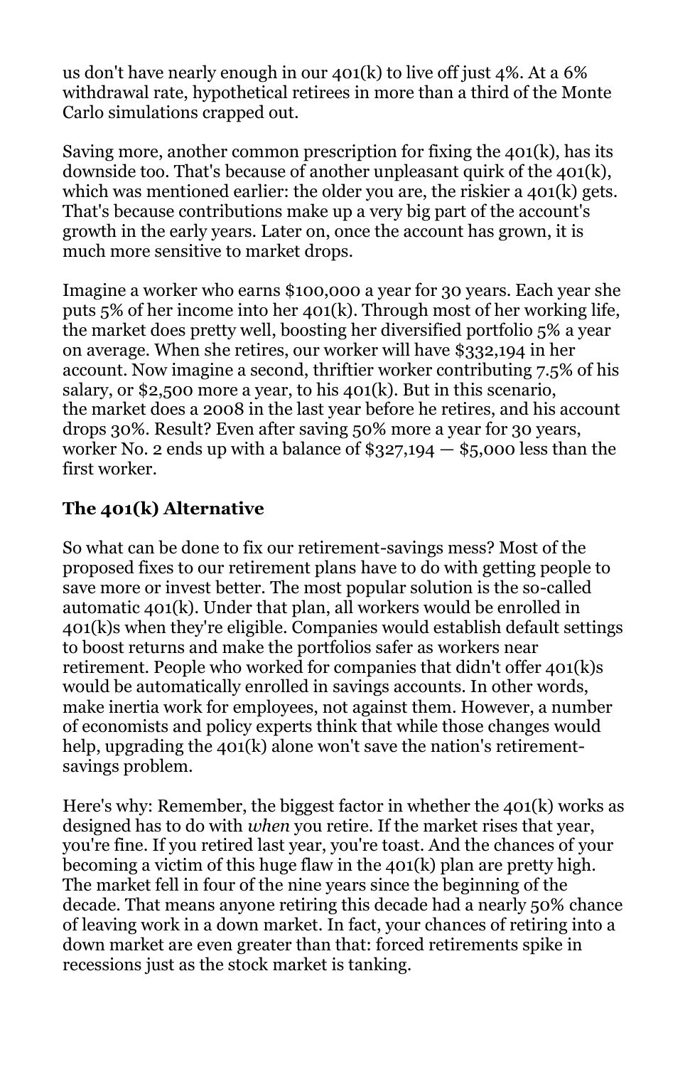us don't have nearly enough in our 401(k) to live off just 4%. At a 6% withdrawal rate, hypothetical retirees in more than a third of the Monte Carlo simulations crapped out.

Saving more, another common prescription for fixing the 401(k), has its downside too. That's because of another unpleasant quirk of the 401(k), which was mentioned earlier: the older you are, the riskier a 401(k) gets. That's because contributions make up a very big part of the account's growth in the early years. Later on, once the account has grown, it is much more sensitive to market drops.

Imagine a worker who earns $100,000 a year for 30 years. Each year she puts 5% of her income into her 401(k). Through most of her working life, the market does pretty well, boosting her diversified portfolio 5% a year on average. When she retires, our worker will have $332,194 in her account. Now imagine a second, thriftier worker contributing 7.5% of his salary, or $2,500 more a year, to his 401(k). But in this scenario, the market does a 2008 in the last year before he retires, and his account drops 30%. Result? Even after saving 50% more a year for 30 years, worker No. 2 ends up with a balance of $327,194 — $5,000 less than the first worker.

### The 401(k) Alternative

So what can be done to fix our retirement-savings mess? Most of the proposed fixes to our retirement plans have to do with getting people to save more or invest better. The most popular solution is the so-called automatic 401(k). Under that plan, all workers would be enrolled in 401(k)s when they're eligible. Companies would establish default settings to boost returns and make the portfolios safer as workers near retirement. People who worked for companies that didn't offer 401(k)s would be automatically enrolled in savings accounts. In other words, make inertia work for employees, not against them. However, a number of economists and policy experts think that while those changes would help, upgrading the 401(k) alone won't save the nation's retirement-savings problem.

Here's why: Remember, the biggest factor in whether the 401(k) works as designed has to do with *when* you retire. If the market rises that year, you're fine. If you retired last year, you're toast. And the chances of your becoming a victim of this huge flaw in the 401(k) plan are pretty high. The market fell in four of the nine years since the beginning of the decade. That means anyone retiring this decade had a nearly 50% chance of leaving work in a down market. In fact, your chances of retiring into a down market are even greater than that: forced retirements spike in recessions just as the stock market is tanking.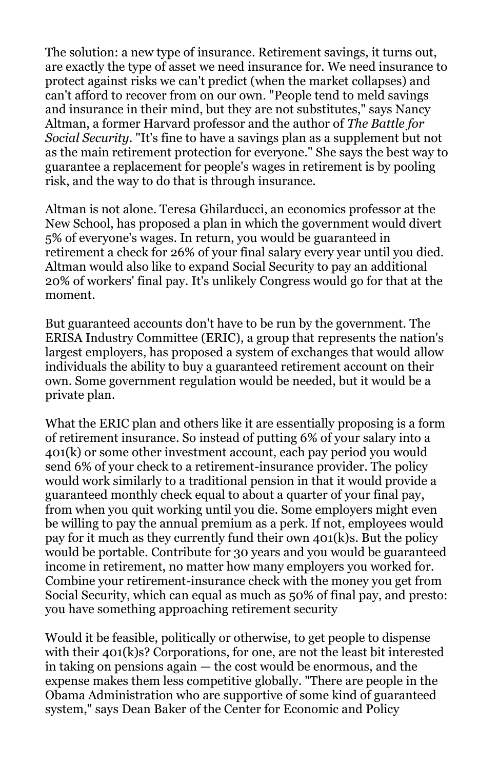The solution: a new type of insurance. Retirement savings, it turns out, are exactly the type of asset we need insurance for. We need insurance to protect against risks we can't predict (when the market collapses) and can't afford to recover from on our own. "People tend to meld savings and insurance in their mind, but they are not substitutes," says Nancy Altman, a former Harvard professor and the author of *The Battle for Social Security*. "It's fine to have a savings plan as a supplement but not as the main retirement protection for everyone." She says the best way to guarantee a replacement for people's wages in retirement is by pooling risk, and the way to do that is through insurance.

Altman is not alone. Teresa Ghilarducci, an economics professor at the New School, has proposed a plan in which the government would divert 5% of everyone's wages. In return, you would be guaranteed in retirement a check for 26% of your final salary every year until you died. Altman would also like to expand Social Security to pay an additional 20% of workers' final pay. It's unlikely Congress would go for that at the moment.

But guaranteed accounts don't have to be run by the government. The ERISA Industry Committee (ERIC), a group that represents the nation's largest employers, has proposed a system of exchanges that would allow individuals the ability to buy a guaranteed retirement account on their own. Some government regulation would be needed, but it would be a private plan.

What the ERIC plan and others like it are essentially proposing is a form of retirement insurance. So instead of putting 6% of your salary into a 401(k) or some other investment account, each pay period you would send 6% of your check to a retirement-insurance provider. The policy would work similarly to a traditional pension in that it would provide a guaranteed monthly check equal to about a quarter of your final pay, from when you quit working until you die. Some employers might even be willing to pay the annual premium as a perk. If not, employees would pay for it much as they currently fund their own 401(k)s. But the policy would be portable. Contribute for 30 years and you would be guaranteed income in retirement, no matter how many employers you worked for. Combine your retirement-insurance check with the money you get from Social Security, which can equal as much as 50% of final pay, and presto: you have something approaching retirement security

Would it be feasible, politically or otherwise, to get people to dispense with their 401(k)s? Corporations, for one, are not the least bit interested in taking on pensions again — the cost would be enormous, and the expense makes them less competitive globally. "There are people in the Obama Administration who are supportive of some kind of guaranteed system," says Dean Baker of the Center for Economic and Policy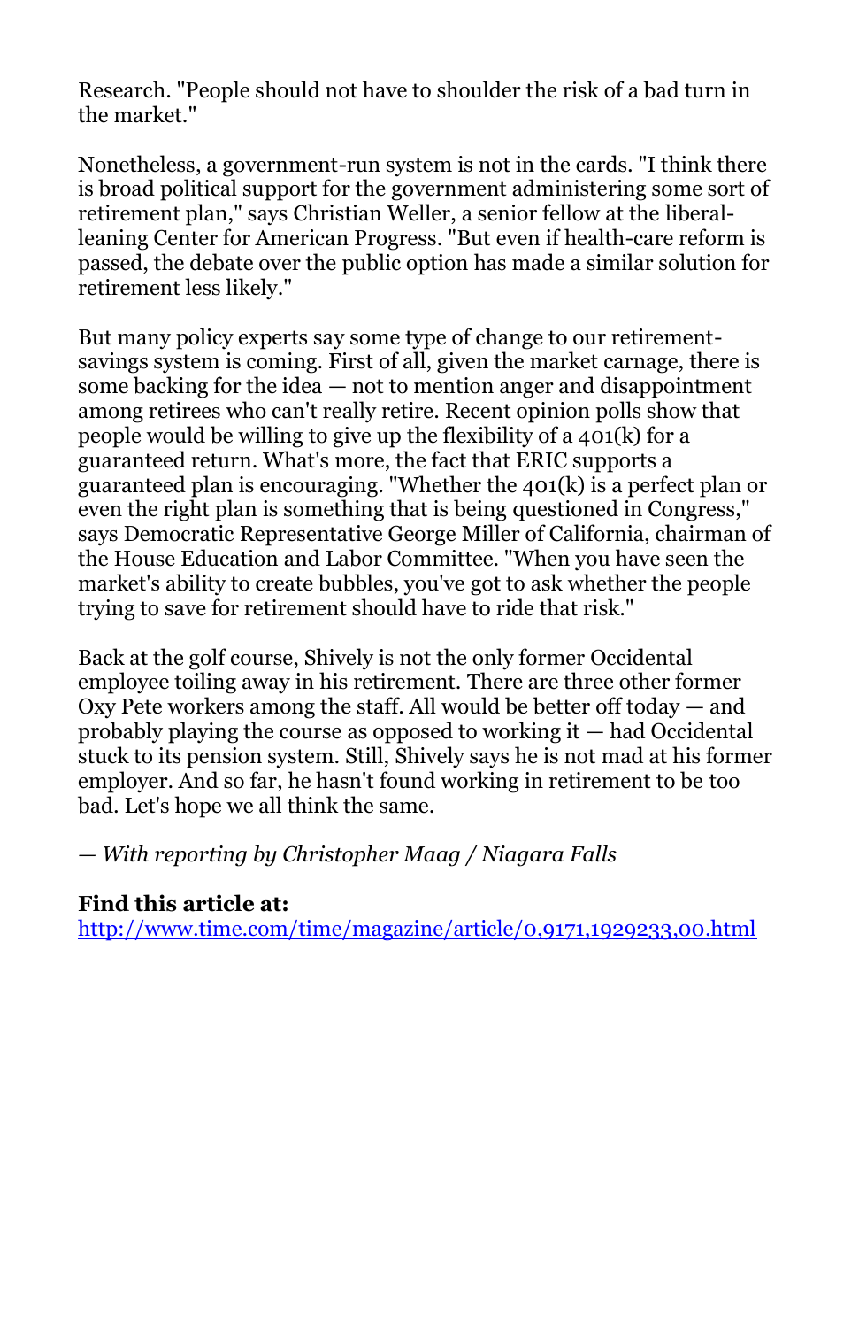Research. "People should not have to shoulder the risk of a bad turn in the market."

Nonetheless, a government-run system is not in the cards. "I think there is broad political support for the government administering some sort of retirement plan," says Christian Weller, a senior fellow at the liberal-leaning Center for American Progress. "But even if health-care reform is passed, the debate over the public option has made a similar solution for retirement less likely."

But many policy experts say some type of change to our retirement-savings system is coming. First of all, given the market carnage, there is some backing for the idea — not to mention anger and disappointment among retirees who can't really retire. Recent opinion polls show that people would be willing to give up the flexibility of a 401(k) for a guaranteed return. What's more, the fact that ERIC supports a guaranteed plan is encouraging. "Whether the 401(k) is a perfect plan or even the right plan is something that is being questioned in Congress," says Democratic Representative George Miller of California, chairman of the House Education and Labor Committee. "When you have seen the market's ability to create bubbles, you've got to ask whether the people trying to save for retirement should have to ride that risk."

Back at the golf course, Shively is not the only former Occidental employee toiling away in his retirement. There are three other former Oxy Pete workers among the staff. All would be better off today — and probably playing the course as opposed to working it — had Occidental stuck to its pension system. Still, Shively says he is not mad at his former employer. And so far, he hasn't found working in retirement to be too bad. Let's hope we all think the same.

*— With reporting by Christopher Maag / Niagara Falls*

**Find this article at:**
http://www.time.com/time/magazine/article/0,9171,1929233,00.html